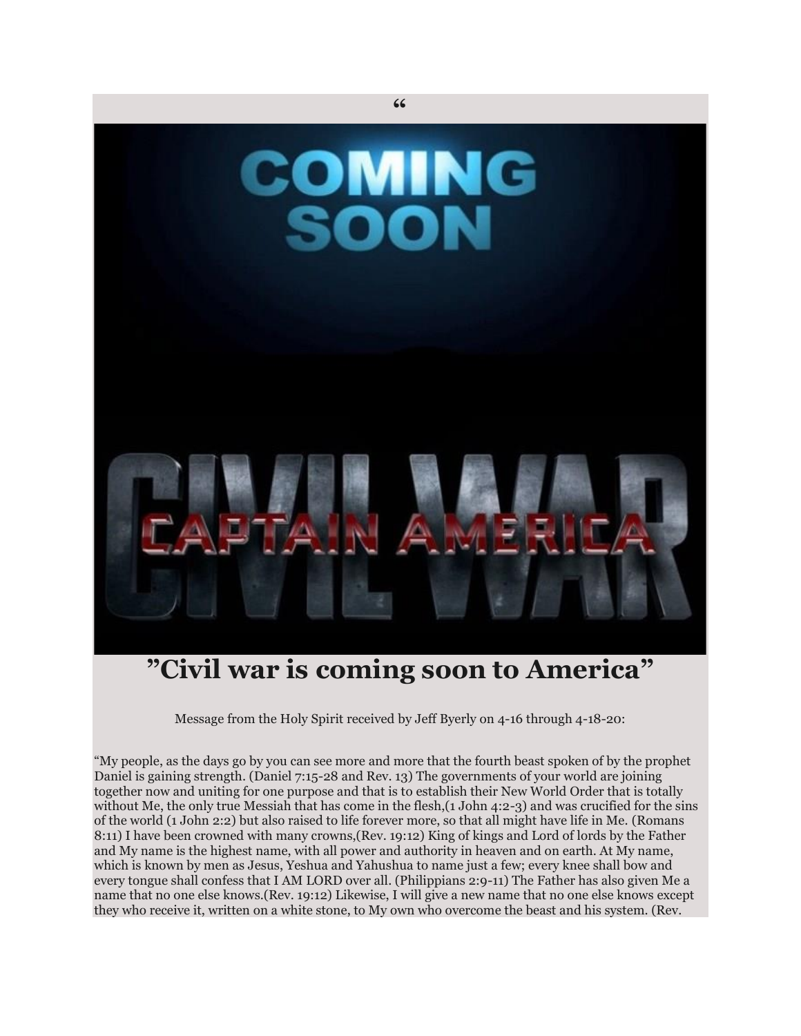"

COMING SOON

CIVIL WAR

CAPTAIN AMERICA

# "Civil war is coming soon to America"

Message from the Holy Spirit received by Jeff Byerly on 4-16 through 4-18-20:

"My people, as the days go by you can see more and more that the fourth beast spoken of by the prophet Daniel is gaining strength. (Daniel 7:15-28 and Rev. 13) The governments of your world are joining together now and uniting for one purpose and that is to establish their New World Order that is totally without Me, the only true Messiah that has come in the flesh,(1 John 4:2-3) and was crucified for the sins of the world (1 John 2:2) but also raised to life forever more, so that all might have life in Me. (Romans 8:11) I have been crowned with many crowns,(Rev. 19:12) King of kings and Lord of lords by the Father and My name is the highest name, with all power and authority in heaven and on earth. At My name, which is known by men as Jesus, Yeshua and Yahushua to name just a few; every knee shall bow and every tongue shall confess that I AM LORD over all. (Philippians 2:9-11) The Father has also given Me a name that no one else knows.(Rev. 19:12) Likewise, I will give a new name that no one else knows except they who receive it, written on a white stone, to My own who overcome the beast and his system. (Rev.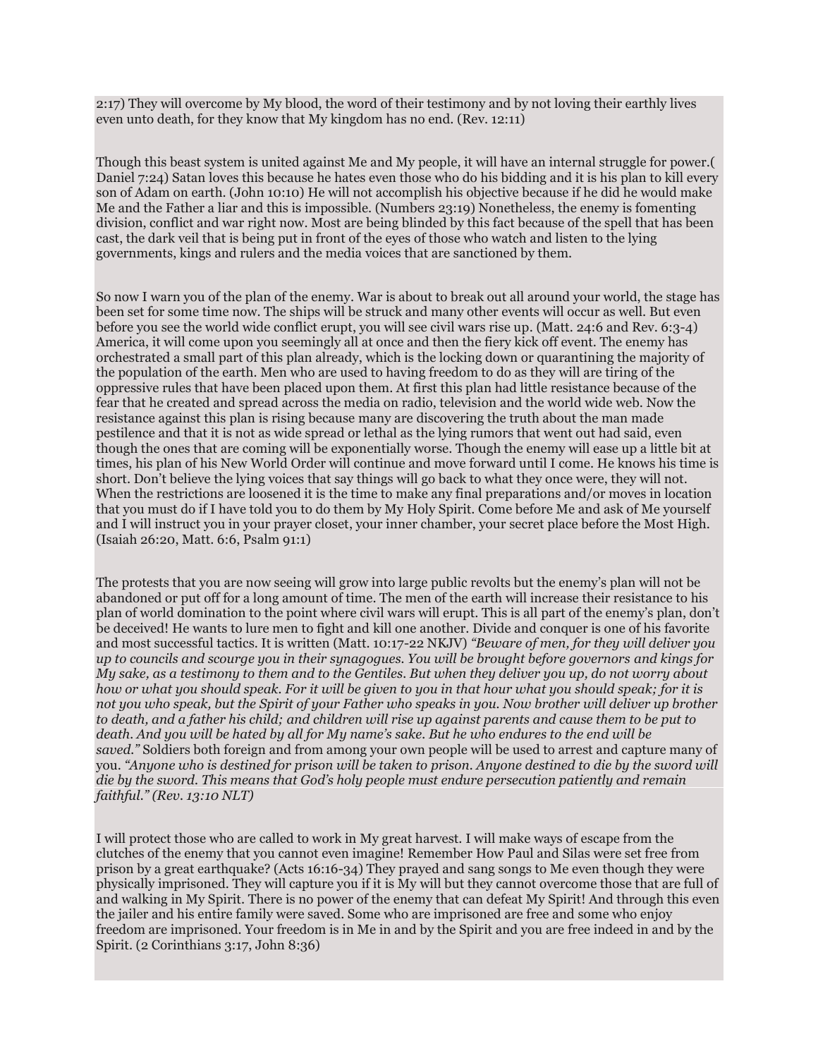2:17) They will overcome by My blood, the word of their testimony and by not loving their earthly lives even unto death, for they know that My kingdom has no end. (Rev. 12:11)

Though this beast system is united against Me and My people, it will have an internal struggle for power.( Daniel 7:24) Satan loves this because he hates even those who do his bidding and it is his plan to kill every son of Adam on earth. (John 10:10) He will not accomplish his objective because if he did he would make Me and the Father a liar and this is impossible. (Numbers 23:19) Nonetheless, the enemy is fomenting division, conflict and war right now. Most are being blinded by this fact because of the spell that has been cast, the dark veil that is being put in front of the eyes of those who watch and listen to the lying governments, kings and rulers and the media voices that are sanctioned by them.

So now I warn you of the plan of the enemy. War is about to break out all around your world, the stage has been set for some time now. The ships will be struck and many other events will occur as well. But even before you see the world wide conflict erupt, you will see civil wars rise up. (Matt. 24:6 and Rev. 6:3-4) America, it will come upon you seemingly all at once and then the fiery kick off event. The enemy has orchestrated a small part of this plan already, which is the locking down or quarantining the majority of the population of the earth. Men who are used to having freedom to do as they will are tiring of the oppressive rules that have been placed upon them. At first this plan had little resistance because of the fear that he created and spread across the media on radio, television and the world wide web. Now the resistance against this plan is rising because many are discovering the truth about the man made pestilence and that it is not as wide spread or lethal as the lying rumors that went out had said, even though the ones that are coming will be exponentially worse. Though the enemy will ease up a little bit at times, his plan of his New World Order will continue and move forward until I come. He knows his time is short. Don't believe the lying voices that say things will go back to what they once were, they will not. When the restrictions are loosened it is the time to make any final preparations and/or moves in location that you must do if I have told you to do them by My Holy Spirit. Come before Me and ask of Me yourself and I will instruct you in your prayer closet, your inner chamber, your secret place before the Most High. (Isaiah 26:20, Matt. 6:6, Psalm 91:1)

The protests that you are now seeing will grow into large public revolts but the enemy's plan will not be abandoned or put off for a long amount of time. The men of the earth will increase their resistance to his plan of world domination to the point where civil wars will erupt. This is all part of the enemy's plan, don't be deceived! He wants to lure men to fight and kill one another. Divide and conquer is one of his favorite and most successful tactics. It is written (Matt. 10:17-22 NKJV) *"Beware of men, for they will deliver you up to councils and scourge you in their synagogues. You will be brought before governors and kings for My sake, as a testimony to them and to the Gentiles. But when they deliver you up, do not worry about how or what you should speak. For it will be given to you in that hour what you should speak; for it is not you who speak, but the Spirit of your Father who speaks in you. Now brother will deliver up brother to death, and a father his child; and children will rise up against parents and cause them to be put to death. And you will be hated by all for My name's sake. But he who endures to the end will be saved."* Soldiers both foreign and from among your own people will be used to arrest and capture many of you. *"Anyone who is destined for prison will be taken to prison. Anyone destined to die by the sword will die by the sword. This means that God's holy people must endure persecution patiently and remain faithful." (Rev. 13:10 NLT)*

I will protect those who are called to work in My great harvest. I will make ways of escape from the clutches of the enemy that you cannot even imagine! Remember How Paul and Silas were set free from prison by a great earthquake? (Acts 16:16-34) They prayed and sang songs to Me even though they were physically imprisoned. They will capture you if it is My will but they cannot overcome those that are full of and walking in My Spirit. There is no power of the enemy that can defeat My Spirit! And through this even the jailer and his entire family were saved. Some who are imprisoned are free and some who enjoy freedom are imprisoned. Your freedom is in Me in and by the Spirit and you are free indeed in and by the Spirit. (2 Corinthians 3:17, John 8:36)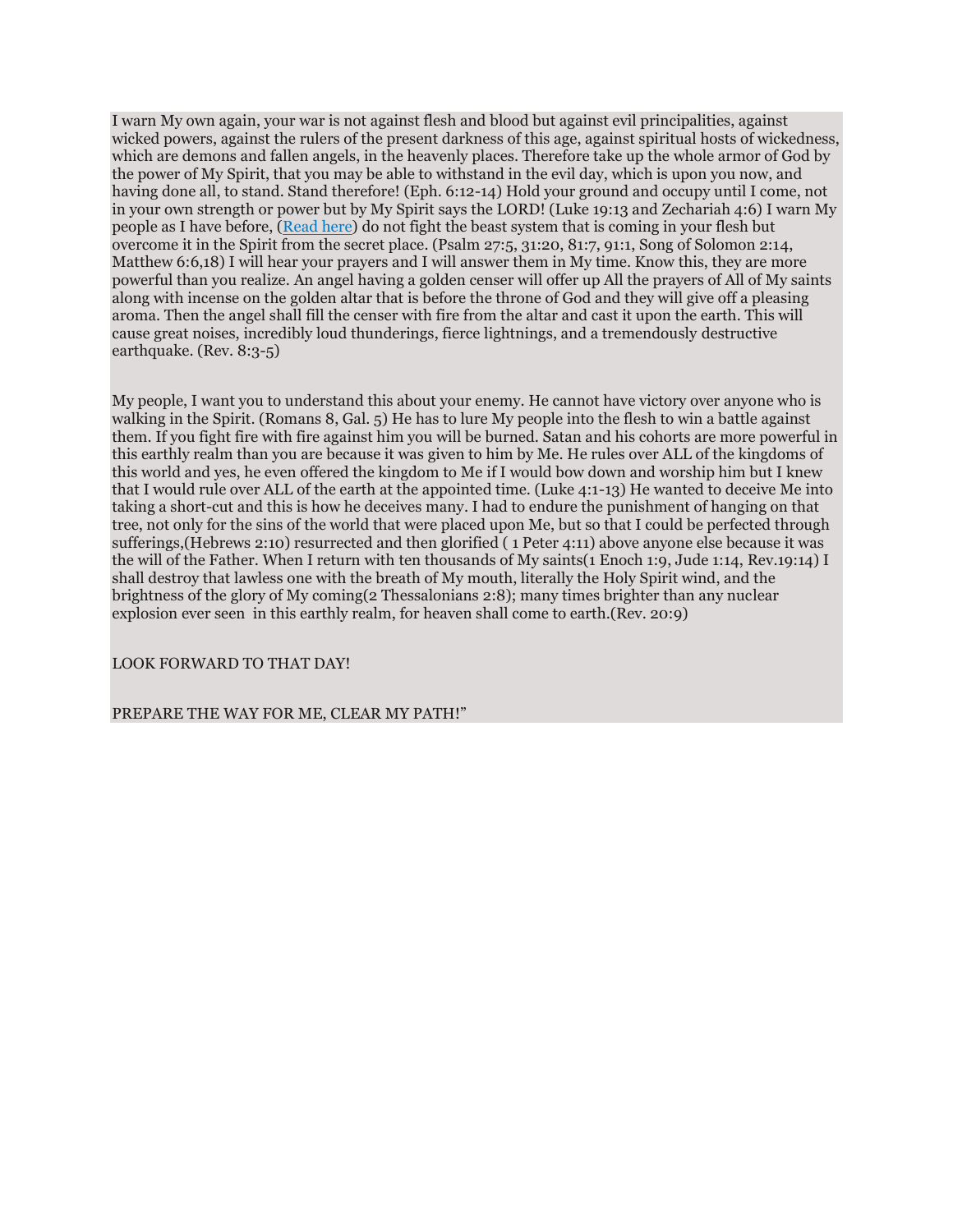I warn My own again, your war is not against flesh and blood but against evil principalities, against wicked powers, against the rulers of the present darkness of this age, against spiritual hosts of wickedness, which are demons and fallen angels, in the heavenly places. Therefore take up the whole armor of God by the power of My Spirit, that you may be able to withstand in the evil day, which is upon you now, and having done all, to stand. Stand therefore! (Eph. 6:12-14) Hold your ground and occupy until I come, not in your own strength or power but by My Spirit says the LORD! (Luke 19:13 and Zechariah 4:6) I warn My people as I have before, (Read here) do not fight the beast system that is coming in your flesh but overcome it in the Spirit from the secret place. (Psalm 27:5, 31:20, 81:7, 91:1, Song of Solomon 2:14, Matthew 6:6,18) I will hear your prayers and I will answer them in My time. Know this, they are more powerful than you realize. An angel having a golden censer will offer up All the prayers of All of My saints along with incense on the golden altar that is before the throne of God and they will give off a pleasing aroma. Then the angel shall fill the censer with fire from the altar and cast it upon the earth. This will cause great noises, incredibly loud thunderings, fierce lightnings, and a tremendously destructive earthquake. (Rev. 8:3-5)

My people, I want you to understand this about your enemy. He cannot have victory over anyone who is walking in the Spirit. (Romans 8, Gal. 5) He has to lure My people into the flesh to win a battle against them. If you fight fire with fire against him you will be burned. Satan and his cohorts are more powerful in this earthly realm than you are because it was given to him by Me. He rules over ALL of the kingdoms of this world and yes, he even offered the kingdom to Me if I would bow down and worship him but I knew that I would rule over ALL of the earth at the appointed time. (Luke 4:1-13) He wanted to deceive Me into taking a short-cut and this is how he deceives many. I had to endure the punishment of hanging on that tree, not only for the sins of the world that were placed upon Me, but so that I could be perfected through sufferings,(Hebrews 2:10) resurrected and then glorified ( 1 Peter 4:11) above anyone else because it was the will of the Father. When I return with ten thousands of My saints(1 Enoch 1:9, Jude 1:14, Rev.19:14) I shall destroy that lawless one with the breath of My mouth, literally the Holy Spirit wind, and the brightness of the glory of My coming(2 Thessalonians 2:8); many times brighter than any nuclear explosion ever seen in this earthly realm, for heaven shall come to earth.(Rev. 20:9)

LOOK FORWARD TO THAT DAY!

PREPARE THE WAY FOR ME, CLEAR MY PATH!"